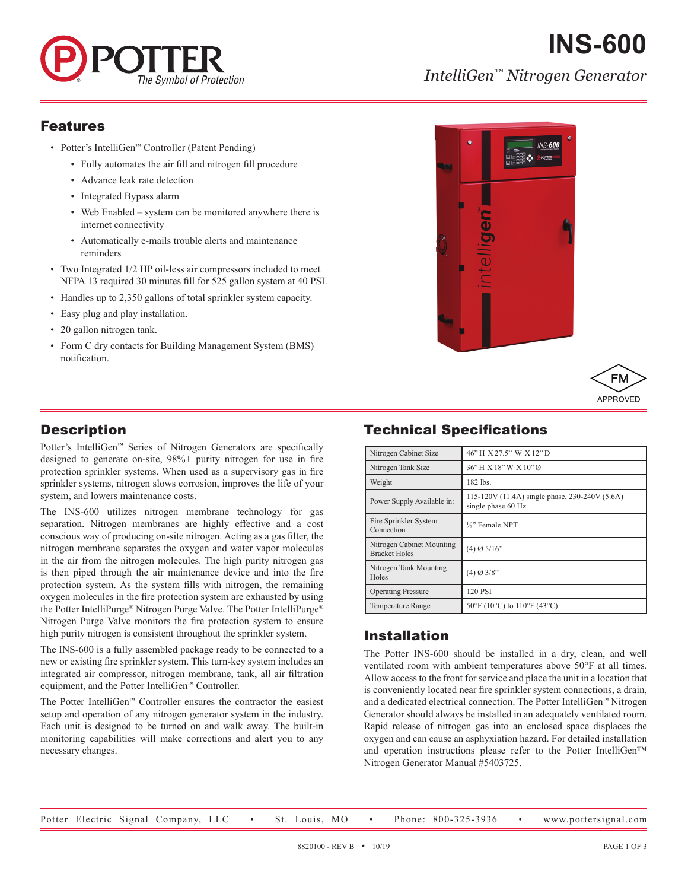# INS-600

*IntelliGen™ Nitrogen Generator*

## Features

- Potter's IntelliGen™ Controller (Patent Pending)
  - Fully automates the air fill and nitrogen fill procedure
  - Advance leak rate detection
  - Integrated Bypass alarm
  - Web Enabled – system can be monitored anywhere there is internet connectivity
  - Automatically e-mails trouble alerts and maintenance reminders
- Two Integrated 1/2 HP oil-less air compressors included to meet NFPA 13 required 30 minutes fill for 525 gallon system at 40 PSI.
- Handles up to 2,350 gallons of total sprinkler system capacity.
- Easy plug and play installation.
- 20 gallon nitrogen tank.
- Form C dry contacts for Building Management System (BMS) notification.

FM APPROVED

## Description

Potter's IntelliGen™ Series of Nitrogen Generators are specifically designed to generate on-site, 98%+ purity nitrogen for use in fire protection sprinkler systems. When used as a supervisory gas in fire sprinkler systems, nitrogen slows corrosion, improves the life of your system, and lowers maintenance costs.

The INS-600 utilizes nitrogen membrane technology for gas separation. Nitrogen membranes are highly effective and a cost conscious way of producing on-site nitrogen. Acting as a gas filter, the nitrogen membrane separates the oxygen and water vapor molecules in the air from the nitrogen molecules. The high purity nitrogen gas is then piped through the air maintenance device and into the fire protection system. As the system fills with nitrogen, the remaining oxygen molecules in the fire protection system are exhausted by using the Potter IntelliPurge® Nitrogen Purge Valve. The Potter IntelliPurge® Nitrogen Purge Valve monitors the fire protection system to ensure high purity nitrogen is consistent throughout the sprinkler system.

The INS-600 is a fully assembled package ready to be connected to a new or existing fire sprinkler system. This turn-key system includes an integrated air compressor, nitrogen membrane, tank, all air filtration equipment, and the Potter IntelliGen™ Controller.

The Potter IntelliGen™ Controller ensures the contractor the easiest setup and operation of any nitrogen generator system in the industry. Each unit is designed to be turned on and walk away. The built-in monitoring capabilities will make corrections and alert you to any necessary changes.

## Technical Specifications

| | |
|---|---|
| Nitrogen Cabinet Size | 46" H X 27.5" W X 12" D |
| Nitrogen Tank Size | 36" H X 18" W X 10" Ø |
| Weight | 182 lbs. |
| Power Supply Available in: | 115-120V (11.4A) single phase, 230-240V (5.6A) single phase 60 Hz |
| Fire Sprinkler System Connection | ½" Female NPT |
| Nitrogen Cabinet Mounting Bracket Holes | (4) Ø 5/16" |
| Nitrogen Tank Mounting Holes | (4) Ø 3/8" |
| Operating Pressure | 120 PSI |
| Temperature Range | 50°F (10°C) to 110°F (43°C) |

## Installation

The Potter INS-600 should be installed in a dry, clean, and well ventilated room with ambient temperatures above 50°F at all times. Allow access to the front for service and place the unit in a location that is conveniently located near fire sprinkler system connections, a drain, and a dedicated electrical connection. The Potter IntelliGen™ Nitrogen Generator should always be installed in an adequately ventilated room. Rapid release of nitrogen gas into an enclosed space displaces the oxygen and can cause an asphyxiation hazard. For detailed installation and operation instructions please refer to the Potter IntelliGen™ Nitrogen Generator Manual #5403725.

Potter Electric Signal Company, LLC • St. Louis, MO • Phone: 800-325-3936 • www.pottersignal.com

8820100 - REV B • 10/19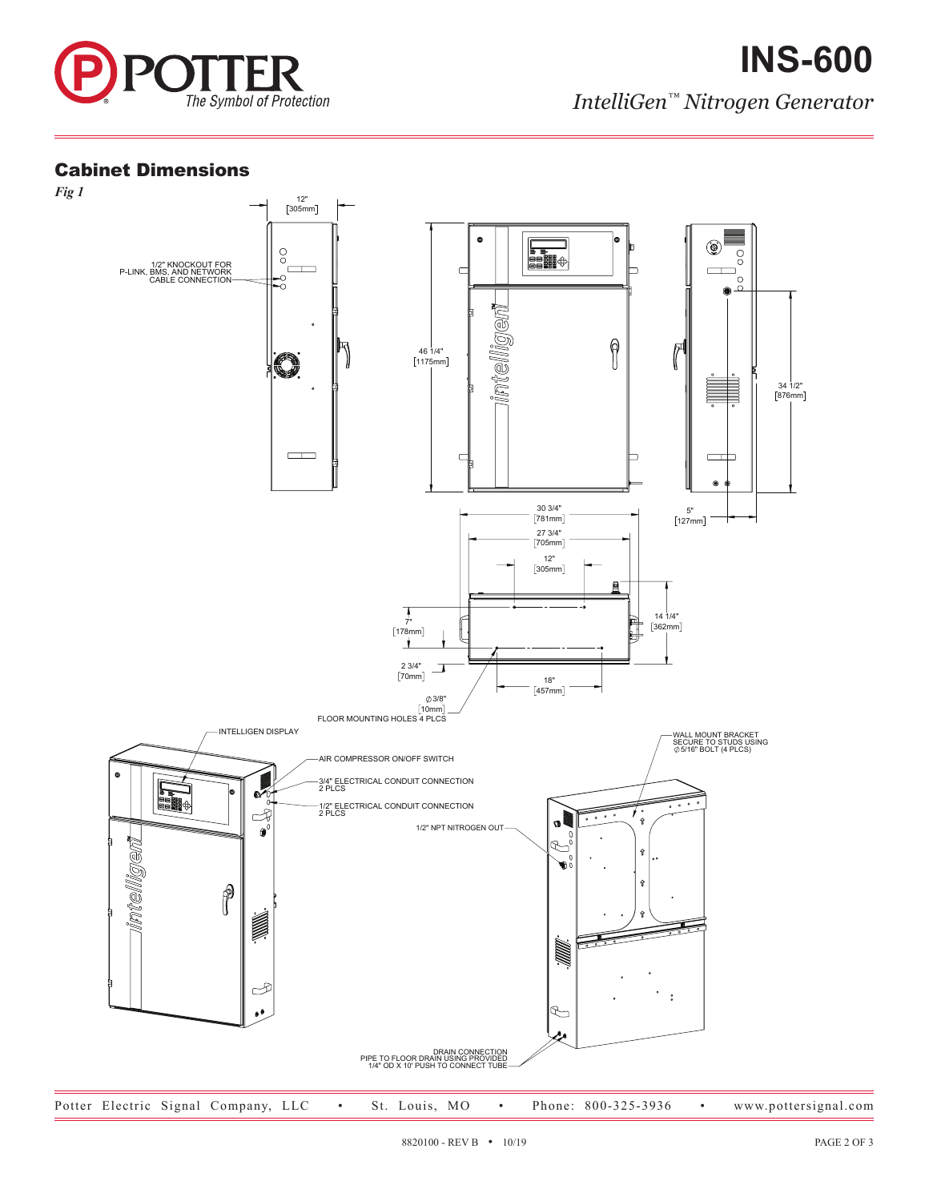## Cabinet Dimensions

*Fig 1*

12" [305mm]

1/2" KNOCKOUT FOR P-LINK, BMS, AND NETWORK CABLE CONNECTION

46 1/4" [1175mm]

34 1/2" [876mm]

30 3/4" [781mm]

27 3/4" [705mm]

12" [305mm]

5" [127mm]

7" [178mm]

14 1/4" [362mm]

2 3/4" [70mm]

18" [457mm]

⌀3/8" [10mm] FLOOR MOUNTING HOLES 4 PLCS

INTELLIGEN DISPLAY

AIR COMPRESSOR ON/OFF SWITCH

3/4" ELECTRICAL CONDUIT CONNECTION 2 PLCS

1/2" ELECTRICAL CONDUIT CONNECTION 2 PLCS

1/2" NPT NITROGEN OUT

WALL MOUNT BRACKET SECURE TO STUDS USING ⌀5/16" BOLT (4 PLCS)

DRAIN CONNECTION PIPE TO FLOOR DRAIN USING PROVIDED 1/4" OD X 10' PUSH TO CONNECT TUBE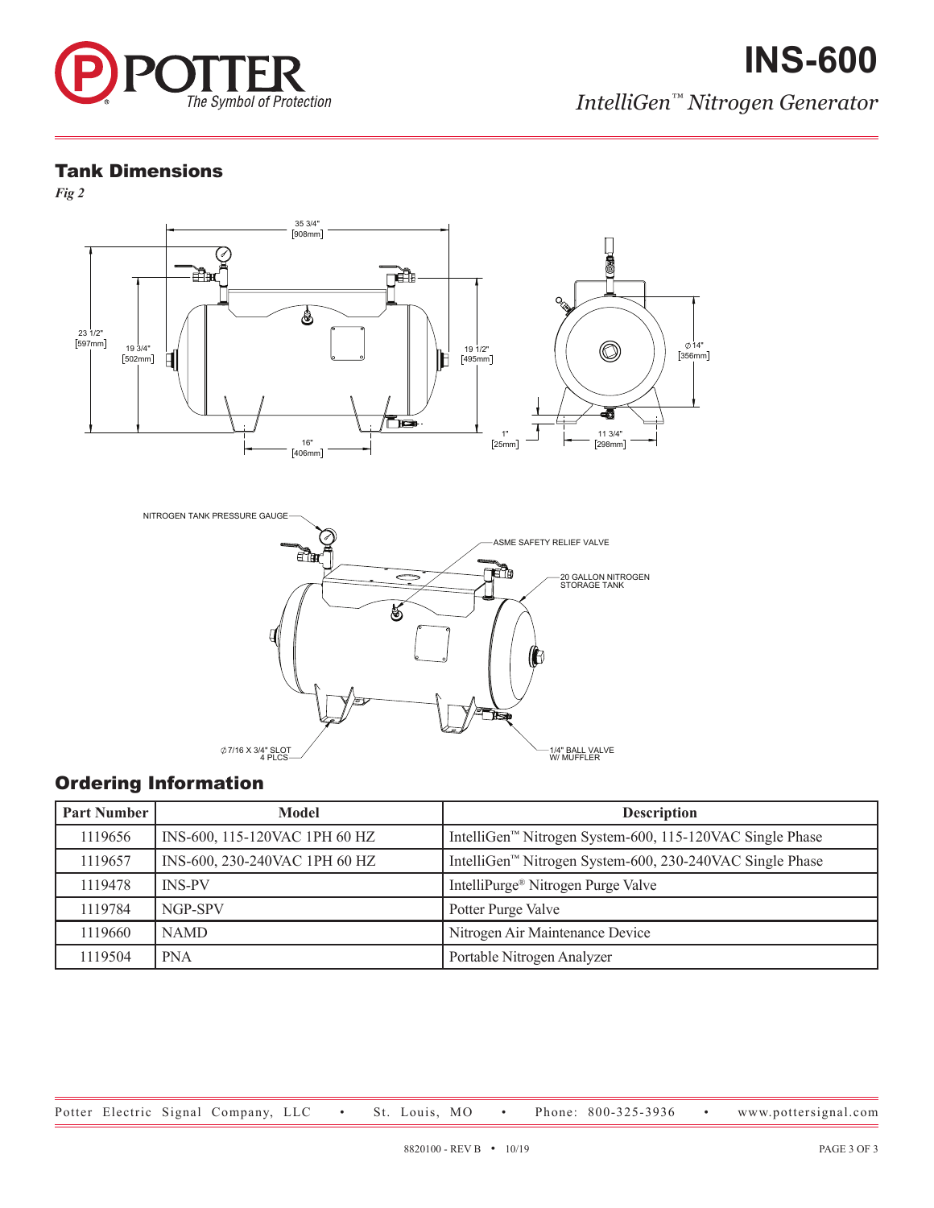## Tank Dimensions

*Fig 2*

35 3/4" [908mm]

23 1/2" [597mm]

19 3/4" [502mm]

19 1/2" [495mm]

16" [406mm]

1" [25mm]

11 3/4" [298mm]

∅14" [356mm]

NITROGEN TANK PRESSURE GAUGE

ASME SAFETY RELIEF VALVE

20 GALLON NITROGEN STORAGE TANK

∅7/16 X 3/4" SLOT 4 PLCS

1/4" BALL VALVE W/ MUFFLER

## Ordering Information

| Part Number | Model | Description |
|---|---|---|
| 1119656 | INS-600, 115-120VAC 1PH 60 HZ | IntelliGen™ Nitrogen System-600, 115-120VAC Single Phase |
| 1119657 | INS-600, 230-240VAC 1PH 60 HZ | IntelliGen™ Nitrogen System-600, 230-240VAC Single Phase |
| 1119478 | INS-PV | IntelliPurge® Nitrogen Purge Valve |
| 1119784 | NGP-SPV | Potter Purge Valve |
| 1119660 | NAMD | Nitrogen Air Maintenance Device |
| 1119504 | PNA | Portable Nitrogen Analyzer |